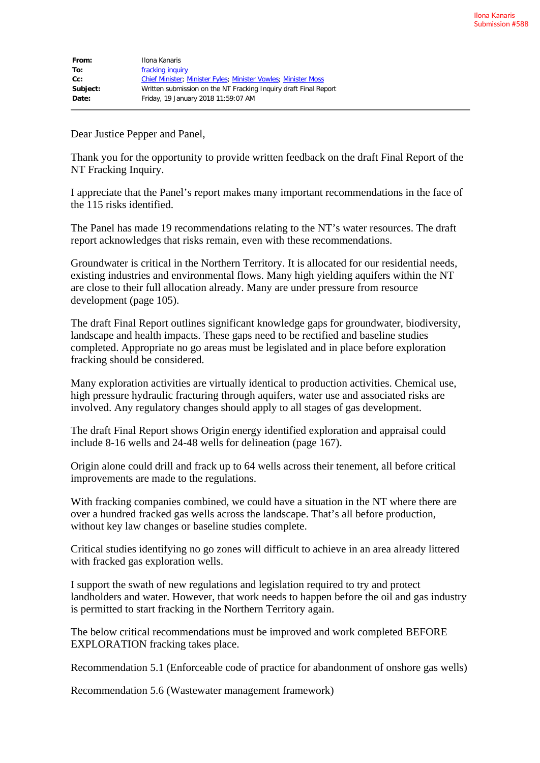Ilona Kanaris
Submission #588

**From:** Ilona Kanaris
**To:** fracking inquiry
**Cc:** Chief Minister; Minister Fyles; Minister Vowles; Minister Moss
**Subject:** Written submission on the NT Fracking Inquiry draft Final Report
**Date:** Friday, 19 January 2018 11:59:07 AM

---

Dear Justice Pepper and Panel,

Thank you for the opportunity to provide written feedback on the draft Final Report of the NT Fracking Inquiry.

I appreciate that the Panel's report makes many important recommendations in the face of the 115 risks identified.

The Panel has made 19 recommendations relating to the NT's water resources. The draft report acknowledges that risks remain, even with these recommendations.

Groundwater is critical in the Northern Territory. It is allocated for our residential needs, existing industries and environmental flows. Many high yielding aquifers within the NT are close to their full allocation already. Many are under pressure from resource development (page 105).

The draft Final Report outlines significant knowledge gaps for groundwater, biodiversity, landscape and health impacts. These gaps need to be rectified and baseline studies completed. Appropriate no go areas must be legislated and in place before exploration fracking should be considered.

Many exploration activities are virtually identical to production activities. Chemical use, high pressure hydraulic fracturing through aquifers, water use and associated risks are involved. Any regulatory changes should apply to all stages of gas development.

The draft Final Report shows Origin energy identified exploration and appraisal could include 8-16 wells and 24-48 wells for delineation (page 167).

Origin alone could drill and frack up to 64 wells across their tenement, all before critical improvements are made to the regulations.

With fracking companies combined, we could have a situation in the NT where there are over a hundred fracked gas wells across the landscape. That's all before production, without key law changes or baseline studies complete.

Critical studies identifying no go zones will difficult to achieve in an area already littered with fracked gas exploration wells.

I support the swath of new regulations and legislation required to try and protect landholders and water. However, that work needs to happen before the oil and gas industry is permitted to start fracking in the Northern Territory again.

The below critical recommendations must be improved and work completed BEFORE EXPLORATION fracking takes place.

Recommendation 5.1 (Enforceable code of practice for abandonment of onshore gas wells)

Recommendation 5.6 (Wastewater management framework)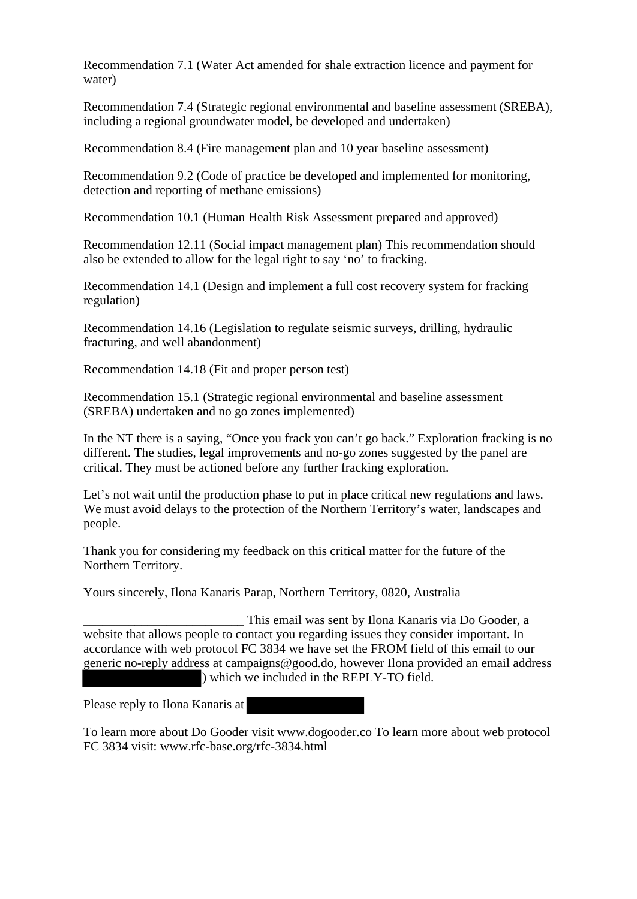Recommendation 7.1 (Water Act amended for shale extraction licence and payment for water)

Recommendation 7.4 (Strategic regional environmental and baseline assessment (SREBA), including a regional groundwater model, be developed and undertaken)

Recommendation 8.4 (Fire management plan and 10 year baseline assessment)

Recommendation 9.2 (Code of practice be developed and implemented for monitoring, detection and reporting of methane emissions)

Recommendation 10.1 (Human Health Risk Assessment prepared and approved)

Recommendation 12.11 (Social impact management plan) This recommendation should also be extended to allow for the legal right to say 'no' to fracking.

Recommendation 14.1 (Design and implement a full cost recovery system for fracking regulation)

Recommendation 14.16 (Legislation to regulate seismic surveys, drilling, hydraulic fracturing, and well abandonment)

Recommendation 14.18 (Fit and proper person test)

Recommendation 15.1 (Strategic regional environmental and baseline assessment (SREBA) undertaken and no go zones implemented)

In the NT there is a saying, "Once you frack you can't go back." Exploration fracking is no different. The studies, legal improvements and no-go zones suggested by the panel are critical. They must be actioned before any further fracking exploration.

Let's not wait until the production phase to put in place critical new regulations and laws. We must avoid delays to the protection of the Northern Territory's water, landscapes and people.

Thank you for considering my feedback on this critical matter for the future of the Northern Territory.

Yours sincerely, Ilona Kanaris Parap, Northern Territory, 0820, Australia

_________________________ This email was sent by Ilona Kanaris via Do Gooder, a website that allows people to contact you regarding issues they consider important. In accordance with web protocol FC 3834 we have set the FROM field of this email to our generic no-reply address at campaigns@good.do, however Ilona provided an email address ) which we included in the REPLY-TO field.

Please reply to Ilona Kanaris at

To learn more about Do Gooder visit www.dogooder.co To learn more about web protocol FC 3834 visit: www.rfc-base.org/rfc-3834.html